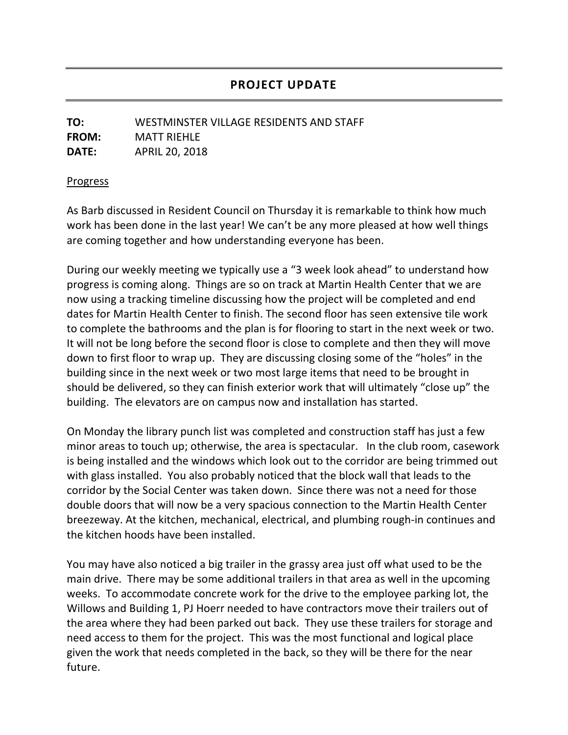## PROJECT UPDATE

**TO:** WESTMINSTER VILLAGE RESIDENTS AND STAFF
**FROM:** MATT RIEHLE
**DATE:** APRIL 20, 2018

Progress

As Barb discussed in Resident Council on Thursday it is remarkable to think how much work has been done in the last year! We can't be any more pleased at how well things are coming together and how understanding everyone has been.

During our weekly meeting we typically use a "3 week look ahead" to understand how progress is coming along. Things are so on track at Martin Health Center that we are now using a tracking timeline discussing how the project will be completed and end dates for Martin Health Center to finish. The second floor has seen extensive tile work to complete the bathrooms and the plan is for flooring to start in the next week or two. It will not be long before the second floor is close to complete and then they will move down to first floor to wrap up. They are discussing closing some of the "holes" in the building since in the next week or two most large items that need to be brought in should be delivered, so they can finish exterior work that will ultimately "close up" the building. The elevators are on campus now and installation has started.

On Monday the library punch list was completed and construction staff has just a few minor areas to touch up; otherwise, the area is spectacular. In the club room, casework is being installed and the windows which look out to the corridor are being trimmed out with glass installed. You also probably noticed that the block wall that leads to the corridor by the Social Center was taken down. Since there was not a need for those double doors that will now be a very spacious connection to the Martin Health Center breezeway. At the kitchen, mechanical, electrical, and plumbing rough-in continues and the kitchen hoods have been installed.

You may have also noticed a big trailer in the grassy area just off what used to be the main drive. There may be some additional trailers in that area as well in the upcoming weeks. To accommodate concrete work for the drive to the employee parking lot, the Willows and Building 1, PJ Hoerr needed to have contractors move their trailers out of the area where they had been parked out back. They use these trailers for storage and need access to them for the project. This was the most functional and logical place given the work that needs completed in the back, so they will be there for the near future.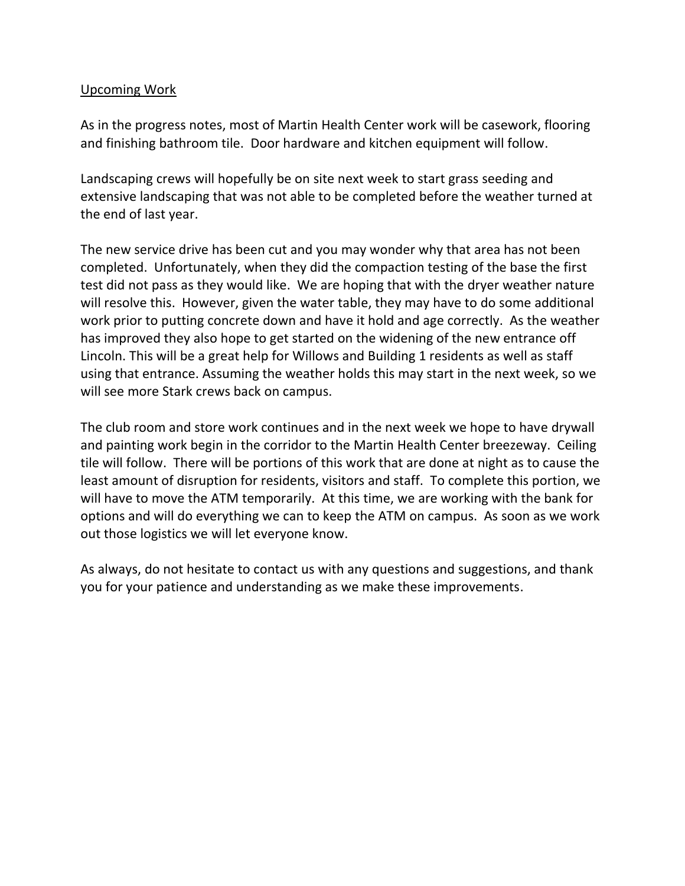Upcoming Work

As in the progress notes, most of Martin Health Center work will be casework, flooring and finishing bathroom tile. Door hardware and kitchen equipment will follow.

Landscaping crews will hopefully be on site next week to start grass seeding and extensive landscaping that was not able to be completed before the weather turned at the end of last year.

The new service drive has been cut and you may wonder why that area has not been completed. Unfortunately, when they did the compaction testing of the base the first test did not pass as they would like. We are hoping that with the dryer weather nature will resolve this. However, given the water table, they may have to do some additional work prior to putting concrete down and have it hold and age correctly. As the weather has improved they also hope to get started on the widening of the new entrance off Lincoln. This will be a great help for Willows and Building 1 residents as well as staff using that entrance. Assuming the weather holds this may start in the next week, so we will see more Stark crews back on campus.

The club room and store work continues and in the next week we hope to have drywall and painting work begin in the corridor to the Martin Health Center breezeway. Ceiling tile will follow. There will be portions of this work that are done at night as to cause the least amount of disruption for residents, visitors and staff. To complete this portion, we will have to move the ATM temporarily. At this time, we are working with the bank for options and will do everything we can to keep the ATM on campus. As soon as we work out those logistics we will let everyone know.

As always, do not hesitate to contact us with any questions and suggestions, and thank you for your patience and understanding as we make these improvements.